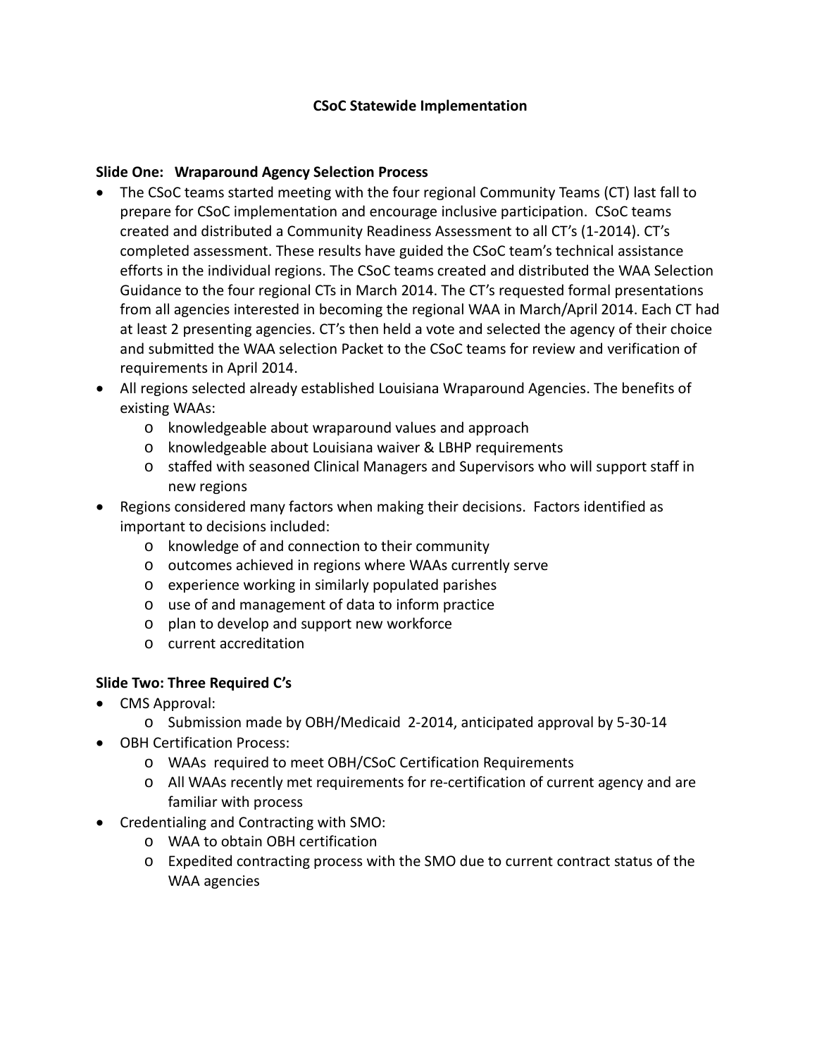# CSoC Statewide Implementation

## Slide One: Wraparound Agency Selection Process

- The CSoC teams started meeting with the four regional Community Teams (CT) last fall to prepare for CSoC implementation and encourage inclusive participation. CSoC teams created and distributed a Community Readiness Assessment to all CT's (1-2014). CT's completed assessment. These results have guided the CSoC team's technical assistance efforts in the individual regions. The CSoC teams created and distributed the WAA Selection Guidance to the four regional CTs in March 2014. The CT's requested formal presentations from all agencies interested in becoming the regional WAA in March/April 2014. Each CT had at least 2 presenting agencies. CT's then held a vote and selected the agency of their choice and submitted the WAA selection Packet to the CSoC teams for review and verification of requirements in April 2014.
- All regions selected already established Louisiana Wraparound Agencies. The benefits of existing WAAs:
  - knowledgeable about wraparound values and approach
  - knowledgeable about Louisiana waiver & LBHP requirements
  - staffed with seasoned Clinical Managers and Supervisors who will support staff in new regions
- Regions considered many factors when making their decisions. Factors identified as important to decisions included:
  - knowledge of and connection to their community
  - outcomes achieved in regions where WAAs currently serve
  - experience working in similarly populated parishes
  - use of and management of data to inform practice
  - plan to develop and support new workforce
  - current accreditation

## Slide Two: Three Required C's

- CMS Approval:
  - Submission made by OBH/Medicaid 2-2014, anticipated approval by 5-30-14
- OBH Certification Process:
  - WAAs required to meet OBH/CSoC Certification Requirements
  - All WAAs recently met requirements for re-certification of current agency and are familiar with process
- Credentialing and Contracting with SMO:
  - WAA to obtain OBH certification
  - Expedited contracting process with the SMO due to current contract status of the WAA agencies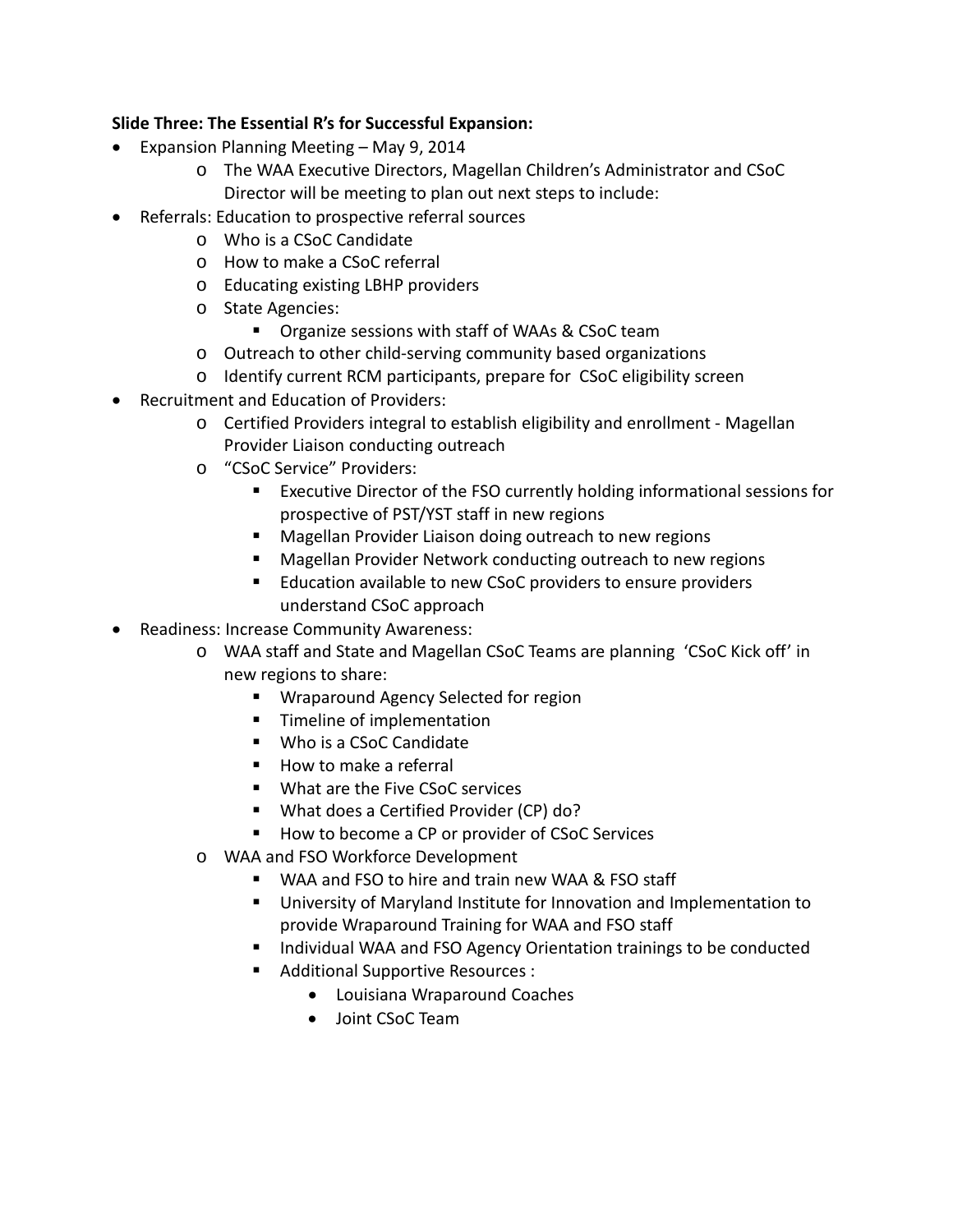**Slide Three: The Essential R's for Successful Expansion:**

- Expansion Planning Meeting – May 9, 2014
  - The WAA Executive Directors, Magellan Children's Administrator and CSoC Director will be meeting to plan out next steps to include:
- Referrals: Education to prospective referral sources
  - Who is a CSoC Candidate
  - How to make a CSoC referral
  - Educating existing LBHP providers
  - State Agencies:
    - Organize sessions with staff of WAAs & CSoC team
  - Outreach to other child-serving community based organizations
  - Identify current RCM participants, prepare for CSoC eligibility screen
- Recruitment and Education of Providers:
  - Certified Providers integral to establish eligibility and enrollment - Magellan Provider Liaison conducting outreach
  - "CSoC Service" Providers:
    - Executive Director of the FSO currently holding informational sessions for prospective of PST/YST staff in new regions
    - Magellan Provider Liaison doing outreach to new regions
    - Magellan Provider Network conducting outreach to new regions
    - Education available to new CSoC providers to ensure providers understand CSoC approach
- Readiness: Increase Community Awareness:
  - WAA staff and State and Magellan CSoC Teams are planning 'CSoC Kick off' in new regions to share:
    - Wraparound Agency Selected for region
    - Timeline of implementation
    - Who is a CSoC Candidate
    - How to make a referral
    - What are the Five CSoC services
    - What does a Certified Provider (CP) do?
    - How to become a CP or provider of CSoC Services
  - WAA and FSO Workforce Development
    - WAA and FSO to hire and train new WAA & FSO staff
    - University of Maryland Institute for Innovation and Implementation to provide Wraparound Training for WAA and FSO staff
    - Individual WAA and FSO Agency Orientation trainings to be conducted
    - Additional Supportive Resources :
      - Louisiana Wraparound Coaches
      - Joint CSoC Team